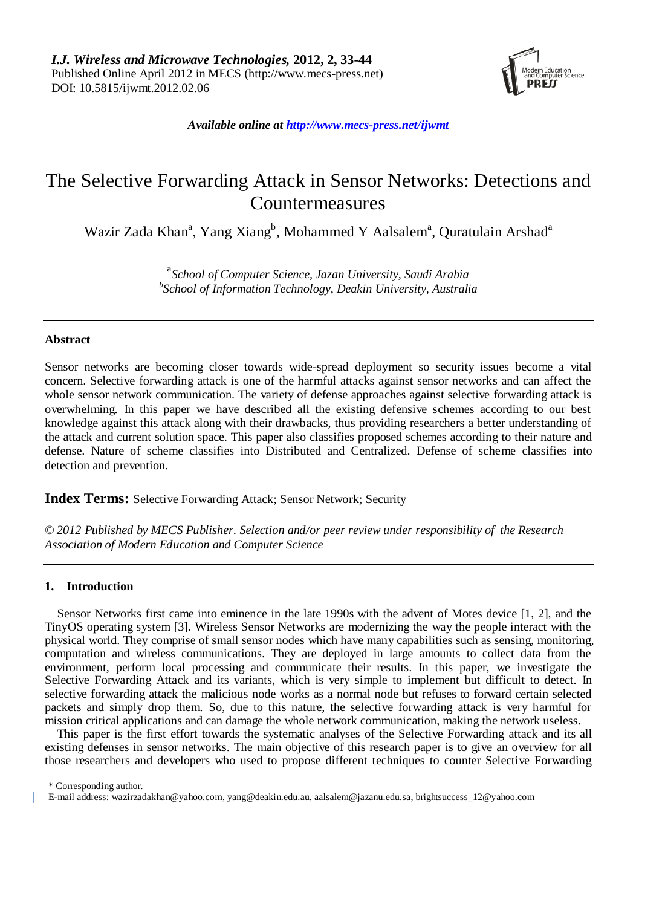*I.J. Wireless and Microwave Technologies,* **2012, 2, 33-44**
Published Online April 2012 in MECS (http://www.mecs-press.net)
DOI: 10.5815/ijwmt.2012.02.06

*Available online at http://www.mecs-press.net/ijwmt*

# The Selective Forwarding Attack in Sensor Networks: Detections and Countermeasures

Wazir Zada Khan[a], Yang Xiang[b], Mohammed Y Aalsalem[a], Quratulain Arshad[a]

[a] *School of Computer Science, Jazan University, Saudi Arabia*
[b] *School of Information Technology, Deakin University, Australia*

---

### Abstract

Sensor networks are becoming closer towards wide-spread deployment so security issues become a vital concern. Selective forwarding attack is one of the harmful attacks against sensor networks and can affect the whole sensor network communication. The variety of defense approaches against selective forwarding attack is overwhelming. In this paper we have described all the existing defensive schemes according to our best knowledge against this attack along with their drawbacks, thus providing researchers a better understanding of the attack and current solution space. This paper also classifies proposed schemes according to their nature and defense. Nature of scheme classifies into Distributed and Centralized. Defense of scheme classifies into detection and prevention.

**Index Terms:** Selective Forwarding Attack; Sensor Network; Security

*© 2012 Published by MECS Publisher. Selection and/or peer review under responsibility of the Research Association of Modern Education and Computer Science*

---

## 1. Introduction

Sensor Networks first came into eminence in the late 1990s with the advent of Motes device [1, 2], and the TinyOS operating system [3]. Wireless Sensor Networks are modernizing the way the people interact with the physical world. They comprise of small sensor nodes which have many capabilities such as sensing, monitoring, computation and wireless communications. They are deployed in large amounts to collect data from the environment, perform local processing and communicate their results. In this paper, we investigate the Selective Forwarding Attack and its variants, which is very simple to implement but difficult to detect. In selective forwarding attack the malicious node works as a normal node but refuses to forward certain selected packets and simply drop them. So, due to this nature, the selective forwarding attack is very harmful for mission critical applications and can damage the whole network communication, making the network useless.

This paper is the first effort towards the systematic analyses of the Selective Forwarding attack and its all existing defenses in sensor networks. The main objective of this research paper is to give an overview for all those researchers and developers who used to propose different techniques to counter Selective Forwarding

\* Corresponding author.
E-mail address: wazirzadakhan@yahoo.com, yang@deakin.edu.au, aalsalem@jazanu.edu.sa, brightsuccess_12@yahoo.com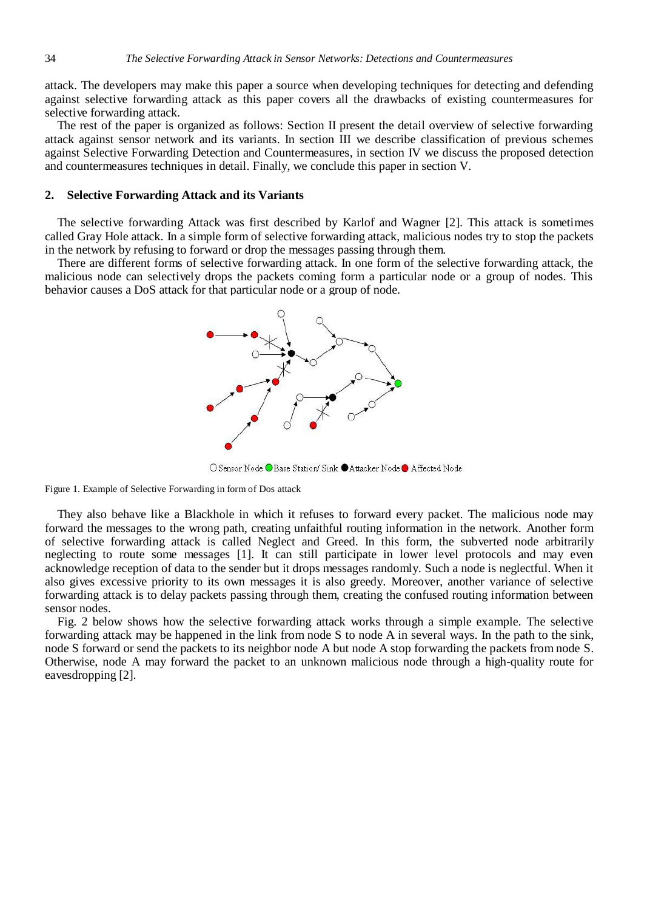attack. The developers may make this paper a source when developing techniques for detecting and defending against selective forwarding attack as this paper covers all the drawbacks of existing countermeasures for selective forwarding attack.

The rest of the paper is organized as follows: Section II present the detail overview of selective forwarding attack against sensor network and its variants. In section III we describe classification of previous schemes against Selective Forwarding Detection and Countermeasures, in section IV we discuss the proposed detection and countermeasures techniques in detail. Finally, we conclude this paper in section V.

## 2. Selective Forwarding Attack and its Variants

The selective forwarding Attack was first described by Karlof and Wagner [2]. This attack is sometimes called Gray Hole attack. In a simple form of selective forwarding attack, malicious nodes try to stop the packets in the network by refusing to forward or drop the messages passing through them.

There are different forms of selective forwarding attack. In one form of the selective forwarding attack, the malicious node can selectively drops the packets coming form a particular node or a group of nodes. This behavior causes a DoS attack for that particular node or a group of node.

○ Sensor Node ● Base Station/ Sink ● Attacker Node ● Affected Node

Figure 1. Example of Selective Forwarding in form of Dos attack

They also behave like a Blackhole in which it refuses to forward every packet. The malicious node may forward the messages to the wrong path, creating unfaithful routing information in the network. Another form of selective forwarding attack is called Neglect and Greed. In this form, the subverted node arbitrarily neglecting to route some messages [1]. It can still participate in lower level protocols and may even acknowledge reception of data to the sender but it drops messages randomly. Such a node is neglectful. When it also gives excessive priority to its own messages it is also greedy. Moreover, another variance of selective forwarding attack is to delay packets passing through them, creating the confused routing information between sensor nodes.

Fig. 2 below shows how the selective forwarding attack works through a simple example. The selective forwarding attack may be happened in the link from node S to node A in several ways. In the path to the sink, node S forward or send the packets to its neighbor node A but node A stop forwarding the packets from node S. Otherwise, node A may forward the packet to an unknown malicious node through a high-quality route for eavesdropping [2].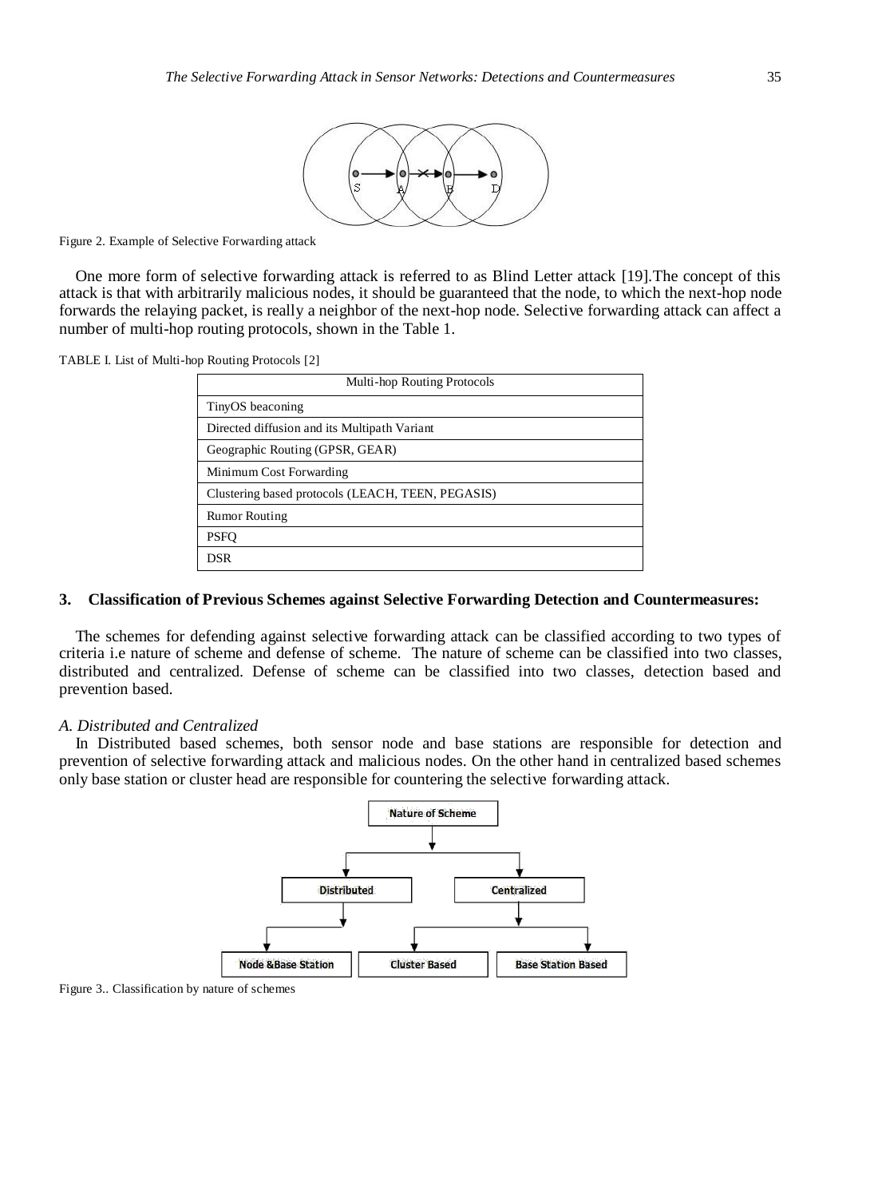Figure 2. Example of Selective Forwarding attack

One more form of selective forwarding attack is referred to as Blind Letter attack [19].The concept of this attack is that with arbitrarily malicious nodes, it should be guaranteed that the node, to which the next-hop node forwards the relaying packet, is really a neighbor of the next-hop node. Selective forwarding attack can affect a number of multi-hop routing protocols, shown in the Table 1.

TABLE I. List of Multi-hop Routing Protocols [2]

| Multi-hop Routing Protocols |
| --- |
| TinyOS beaconing |
| Directed diffusion and its Multipath Variant |
| Geographic Routing (GPSR, GEAR) |
| Minimum Cost Forwarding |
| Clustering based protocols (LEACH, TEEN, PEGASIS) |
| Rumor Routing |
| PSFQ |
| DSR |

## 3. Classification of Previous Schemes against Selective Forwarding Detection and Countermeasures:

The schemes for defending against selective forwarding attack can be classified according to two types of criteria i.e nature of scheme and defense of scheme. The nature of scheme can be classified into two classes, distributed and centralized. Defense of scheme can be classified into two classes, detection based and prevention based.

### *A. Distributed and Centralized*

In Distributed based schemes, both sensor node and base stations are responsible for detection and prevention of selective forwarding attack and malicious nodes. On the other hand in centralized based schemes only base station or cluster head are responsible for countering the selective forwarding attack.

Figure 3.. Classification by nature of schemes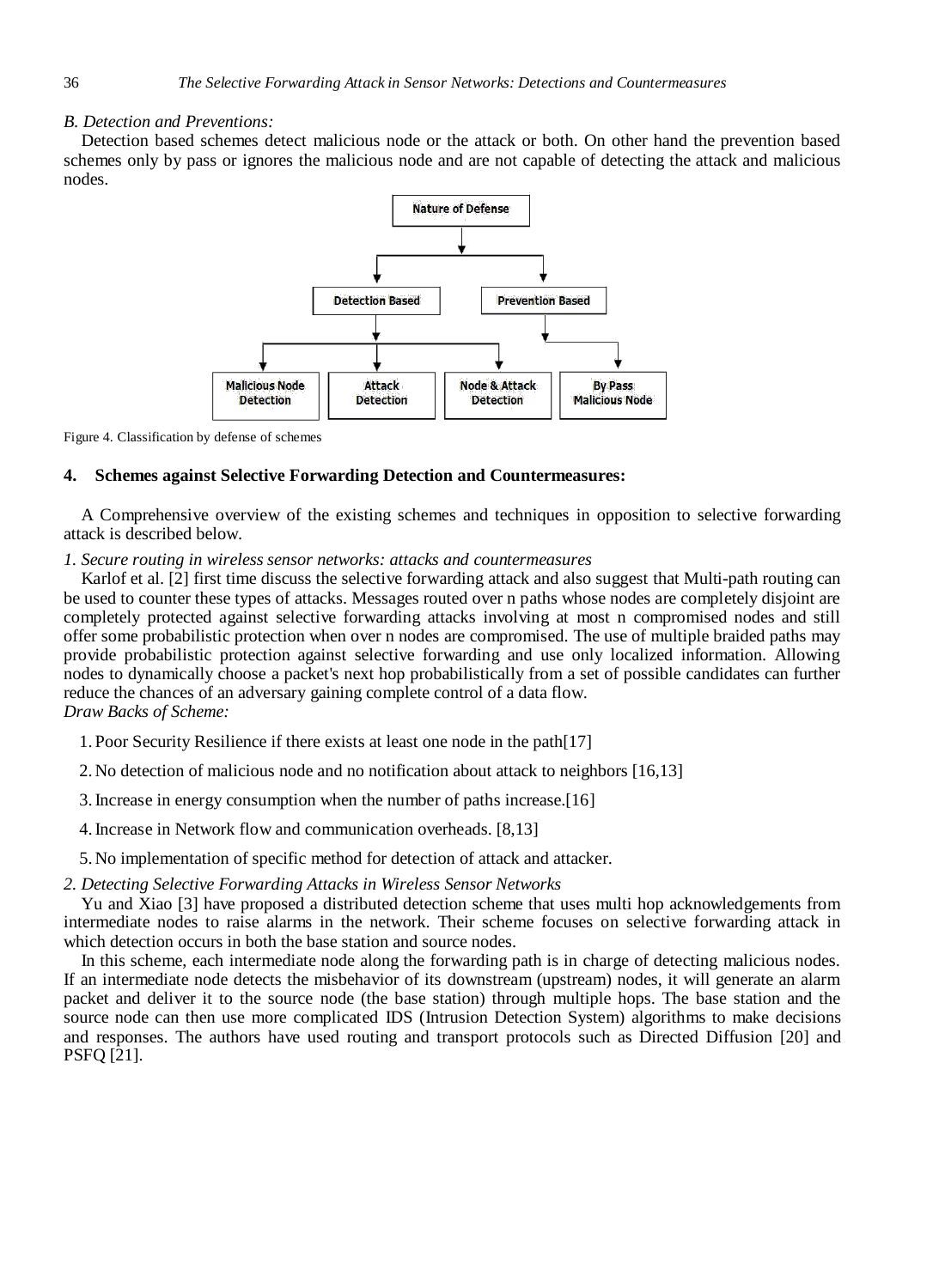*B. Detection and Preventions:*

Detection based schemes detect malicious node or the attack or both. On other hand the prevention based schemes only by pass or ignores the malicious node and are not capable of detecting the attack and malicious nodes.

Figure 4. Classification by defense of schemes

### 4. Schemes against Selective Forwarding Detection and Countermeasures:

A Comprehensive overview of the existing schemes and techniques in opposition to selective forwarding attack is described below.

*1. Secure routing in wireless sensor networks: attacks and countermeasures*

Karlof et al. [2] first time discuss the selective forwarding attack and also suggest that Multi-path routing can be used to counter these types of attacks. Messages routed over n paths whose nodes are completely disjoint are completely protected against selective forwarding attacks involving at most n compromised nodes and still offer some probabilistic protection when over n nodes are compromised. The use of multiple braided paths may provide probabilistic protection against selective forwarding and use only localized information. Allowing nodes to dynamically choose a packet's next hop probabilistically from a set of possible candidates can further reduce the chances of an adversary gaining complete control of a data flow.

*Draw Backs of Scheme:*

1. Poor Security Resilience if there exists at least one node in the path[17]
2. No detection of malicious node and no notification about attack to neighbors [16,13]
3. Increase in energy consumption when the number of paths increase.[16]
4. Increase in Network flow and communication overheads. [8,13]
5. No implementation of specific method for detection of attack and attacker.

*2. Detecting Selective Forwarding Attacks in Wireless Sensor Networks*

Yu and Xiao [3] have proposed a distributed detection scheme that uses multi hop acknowledgements from intermediate nodes to raise alarms in the network. Their scheme focuses on selective forwarding attack in which detection occurs in both the base station and source nodes.

In this scheme, each intermediate node along the forwarding path is in charge of detecting malicious nodes. If an intermediate node detects the misbehavior of its downstream (upstream) nodes, it will generate an alarm packet and deliver it to the source node (the base station) through multiple hops. The base station and the source node can then use more complicated IDS (Intrusion Detection System) algorithms to make decisions and responses. The authors have used routing and transport protocols such as Directed Diffusion [20] and PSFQ [21].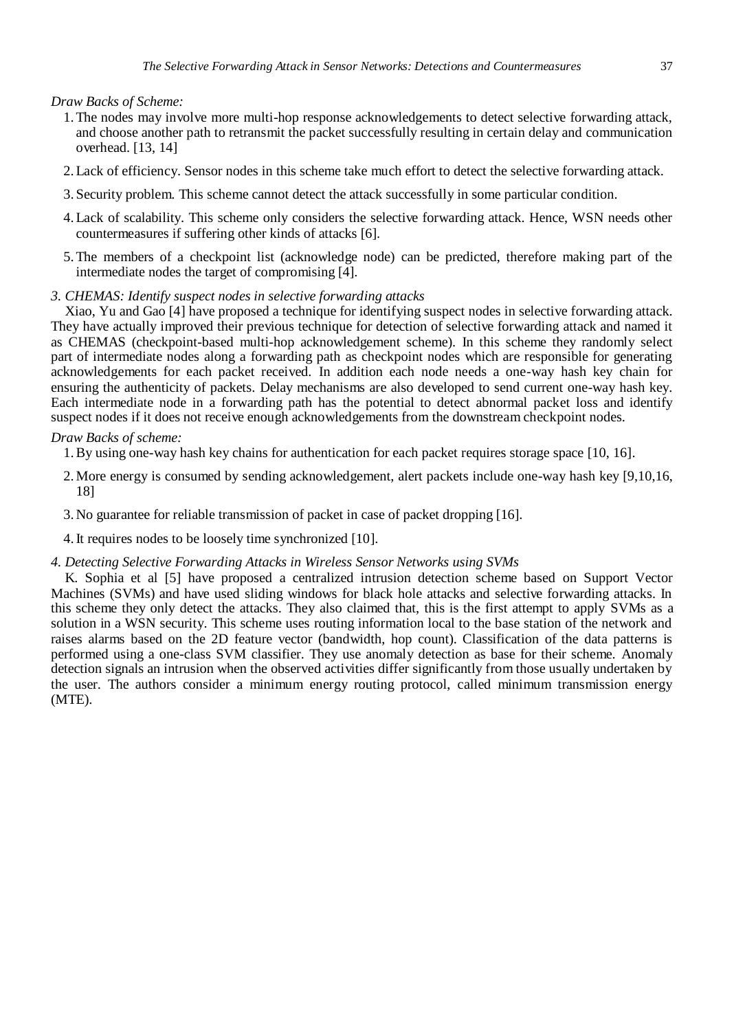*Draw Backs of Scheme:*

1. The nodes may involve more multi-hop response acknowledgements to detect selective forwarding attack, and choose another path to retransmit the packet successfully resulting in certain delay and communication overhead. [13, 14]
2. Lack of efficiency. Sensor nodes in this scheme take much effort to detect the selective forwarding attack.
3. Security problem. This scheme cannot detect the attack successfully in some particular condition.
4. Lack of scalability. This scheme only considers the selective forwarding attack. Hence, WSN needs other countermeasures if suffering other kinds of attacks [6].
5. The members of a checkpoint list (acknowledge node) can be predicted, therefore making part of the intermediate nodes the target of compromising [4].

*3. CHEMAS: Identify suspect nodes in selective forwarding attacks*

Xiao, Yu and Gao [4] have proposed a technique for identifying suspect nodes in selective forwarding attack. They have actually improved their previous technique for detection of selective forwarding attack and named it as CHEMAS (checkpoint-based multi-hop acknowledgement scheme). In this scheme they randomly select part of intermediate nodes along a forwarding path as checkpoint nodes which are responsible for generating acknowledgements for each packet received. In addition each node needs a one-way hash key chain for ensuring the authenticity of packets. Delay mechanisms are also developed to send current one-way hash key. Each intermediate node in a forwarding path has the potential to detect abnormal packet loss and identify suspect nodes if it does not receive enough acknowledgements from the downstream checkpoint nodes.

*Draw Backs of scheme:*

1. By using one-way hash key chains for authentication for each packet requires storage space [10, 16].
2. More energy is consumed by sending acknowledgement, alert packets include one-way hash key [9,10,16, 18]
3. No guarantee for reliable transmission of packet in case of packet dropping [16].
4. It requires nodes to be loosely time synchronized [10].

*4. Detecting Selective Forwarding Attacks in Wireless Sensor Networks using SVMs*

K. Sophia et al [5] have proposed a centralized intrusion detection scheme based on Support Vector Machines (SVMs) and have used sliding windows for black hole attacks and selective forwarding attacks. In this scheme they only detect the attacks. They also claimed that, this is the first attempt to apply SVMs as a solution in a WSN security. This scheme uses routing information local to the base station of the network and raises alarms based on the 2D feature vector (bandwidth, hop count). Classification of the data patterns is performed using a one-class SVM classifier. They use anomaly detection as base for their scheme. Anomaly detection signals an intrusion when the observed activities differ significantly from those usually undertaken by the user. The authors consider a minimum energy routing protocol, called minimum transmission energy (MTE).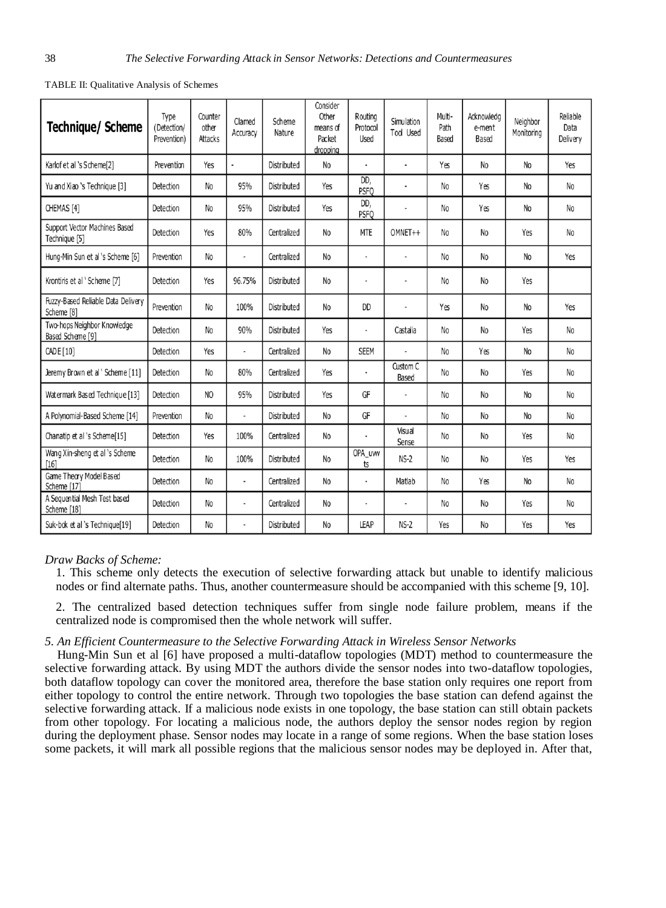TABLE II: Qualitative Analysis of Schemes

| Technique/ Scheme | Type (Detection/ Prevention) | Counter other Attacks | Clamed Accuracy | Scheme Nature | Consider Other means of Packet dropping | Routing Protocol Used | Simulation Tool Used | Multi-Path Based | Acknowledg e-ment Based | Neighbor Monitoring | Reliable Data Delivery |
|---|---|---|---|---|---|---|---|---|---|---|---|
| Karlof et al 's Scheme[2] | Prevention | Yes | - | Distributed | No | - | - | Yes | No | No | Yes |
| Yu and Xiao 's Technique [3] | Detection | No | 95% | Distributed | Yes | DD, PSFQ | - | No | Yes | No | No |
| CHEMAS [4] | Detection | No | 95% | Distributed | Yes | DD, PSFQ | - | No | Yes | No | No |
| Support Vector Machines Based Technique [5] | Detection | Yes | 80% | Centralized | No | MTE | OMNET++ | No | No | Yes | No |
| Hung-Min Sun et al 's Scheme [6] | Prevention | No | - | Centralized | No | - | - | No | No | No | Yes |
| Krontiris et al ' Scheme [7] | Detection | Yes | 96.75% | Distributed | No | - | - | No | No | Yes | |
| Fuzzy-Based Reliable Data Delivery Scheme [8] | Prevention | No | 100% | Distributed | No | DD | - | Yes | No | No | Yes |
| Two-hops Neighbor Knowledge Based Scheme [9] | Detection | No | 90% | Distributed | Yes | - | Castalia | No | No | Yes | No |
| CADE [10] | Detection | Yes | - | Centralized | No | SEEM | - | No | Yes | No | No |
| Jeremy Brown et al ' Scheme [11] | Detection | No | 80% | Centralized | Yes | - | Custom C Based | No | No | Yes | No |
| Watermark Based Technique [13] | Detection | NO | 95% | Distributed | Yes | GF | - | No | No | No | No |
| A Polynomial-Based Scheme [14] | Prevention | No | - | Distributed | No | GF | - | No | No | No | No |
| Chanatip et al 's Scheme[15] | Detection | Yes | 100% | Centralized | No | - | Visual Sense | No | No | Yes | No |
| Wang Xin-sheng et al 's Scheme [16] | Detection | No | 100% | Distributed | No | OPA_uwwts | NS-2 | No | No | Yes | Yes |
| Game Theory Model Based Scheme [17] | Detection | No | - | Centralized | No | - | Matlab | No | Yes | No | No |
| A Sequential Mesh Test based Scheme [18] | Detection | No | - | Centralized | No | - | - | No | No | Yes | No |
| Suk-bok et al 's Technique[19] | Detection | No | - | Distributed | No | LEAP | NS-2 | Yes | No | Yes | Yes |

*Draw Backs of Scheme:*

1. This scheme only detects the execution of selective forwarding attack but unable to identify malicious nodes or find alternate paths. Thus, another countermeasure should be accompanied with this scheme [9, 10].

2. The centralized based detection techniques suffer from single node failure problem, means if the centralized node is compromised then the whole network will suffer.

*5. An Efficient Countermeasure to the Selective Forwarding Attack in Wireless Sensor Networks*

Hung-Min Sun et al [6] have proposed a multi-dataflow topologies (MDT) method to countermeasure the selective forwarding attack. By using MDT the authors divide the sensor nodes into two-dataflow topologies, both dataflow topology can cover the monitored area, therefore the base station only requires one report from either topology to control the entire network. Through two topologies the base station can defend against the selective forwarding attack. If a malicious node exists in one topology, the base station can still obtain packets from other topology. For locating a malicious node, the authors deploy the sensor nodes region by region during the deployment phase. Sensor nodes may locate in a range of some regions. When the base station loses some packets, it will mark all possible regions that the malicious sensor nodes may be deployed in. After that,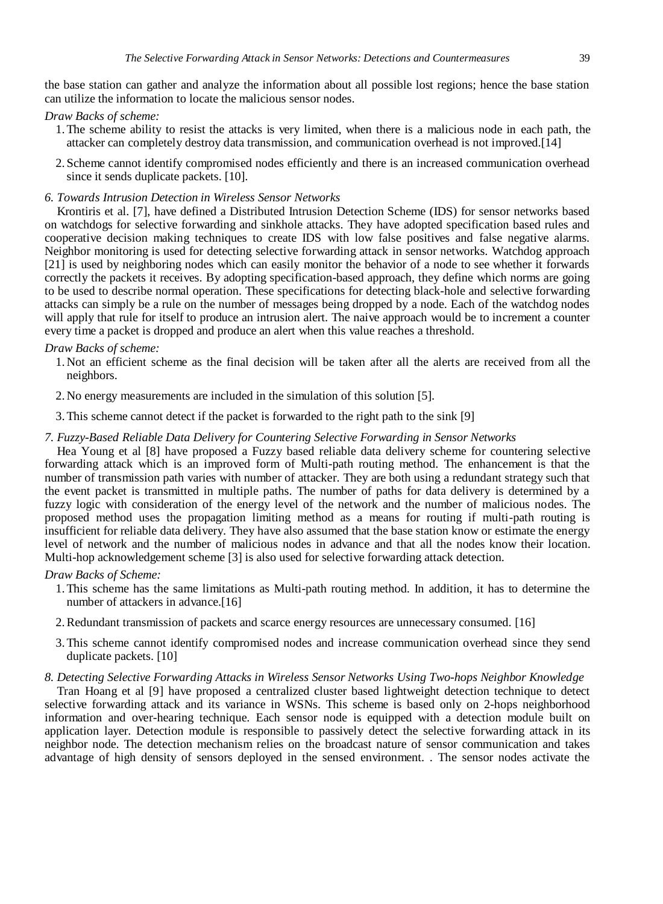the base station can gather and analyze the information about all possible lost regions; hence the base station can utilize the information to locate the malicious sensor nodes.

*Draw Backs of scheme:*

1. The scheme ability to resist the attacks is very limited, when there is a malicious node in each path, the attacker can completely destroy data transmission, and communication overhead is not improved.[14]
2. Scheme cannot identify compromised nodes efficiently and there is an increased communication overhead since it sends duplicate packets. [10].

*6. Towards Intrusion Detection in Wireless Sensor Networks*

Krontiris et al. [7], have defined a Distributed Intrusion Detection Scheme (IDS) for sensor networks based on watchdogs for selective forwarding and sinkhole attacks. They have adopted specification based rules and cooperative decision making techniques to create IDS with low false positives and false negative alarms. Neighbor monitoring is used for detecting selective forwarding attack in sensor networks. Watchdog approach [21] is used by neighboring nodes which can easily monitor the behavior of a node to see whether it forwards correctly the packets it receives. By adopting specification-based approach, they define which norms are going to be used to describe normal operation. These specifications for detecting black-hole and selective forwarding attacks can simply be a rule on the number of messages being dropped by a node. Each of the watchdog nodes will apply that rule for itself to produce an intrusion alert. The naive approach would be to increment a counter every time a packet is dropped and produce an alert when this value reaches a threshold.

*Draw Backs of scheme:*

1. Not an efficient scheme as the final decision will be taken after all the alerts are received from all the neighbors.
2. No energy measurements are included in the simulation of this solution [5].
3. This scheme cannot detect if the packet is forwarded to the right path to the sink [9]

*7. Fuzzy-Based Reliable Data Delivery for Countering Selective Forwarding in Sensor Networks*

Hea Young et al [8] have proposed a Fuzzy based reliable data delivery scheme for countering selective forwarding attack which is an improved form of Multi-path routing method. The enhancement is that the number of transmission path varies with number of attacker. They are both using a redundant strategy such that the event packet is transmitted in multiple paths. The number of paths for data delivery is determined by a fuzzy logic with consideration of the energy level of the network and the number of malicious nodes. The proposed method uses the propagation limiting method as a means for routing if multi-path routing is insufficient for reliable data delivery. They have also assumed that the base station know or estimate the energy level of network and the number of malicious nodes in advance and that all the nodes know their location. Multi-hop acknowledgement scheme [3] is also used for selective forwarding attack detection.

*Draw Backs of Scheme:*

1. This scheme has the same limitations as Multi-path routing method. In addition, it has to determine the number of attackers in advance.[16]
2. Redundant transmission of packets and scarce energy resources are unnecessary consumed. [16]
3. This scheme cannot identify compromised nodes and increase communication overhead since they send duplicate packets. [10]

*8. Detecting Selective Forwarding Attacks in Wireless Sensor Networks Using Two-hops Neighbor Knowledge*

Tran Hoang et al [9] have proposed a centralized cluster based lightweight detection technique to detect selective forwarding attack and its variance in WSNs. This scheme is based only on 2-hops neighborhood information and over-hearing technique. Each sensor node is equipped with a detection module built on application layer. Detection module is responsible to passively detect the selective forwarding attack in its neighbor node. The detection mechanism relies on the broadcast nature of sensor communication and takes advantage of high density of sensors deployed in the sensed environment. . The sensor nodes activate the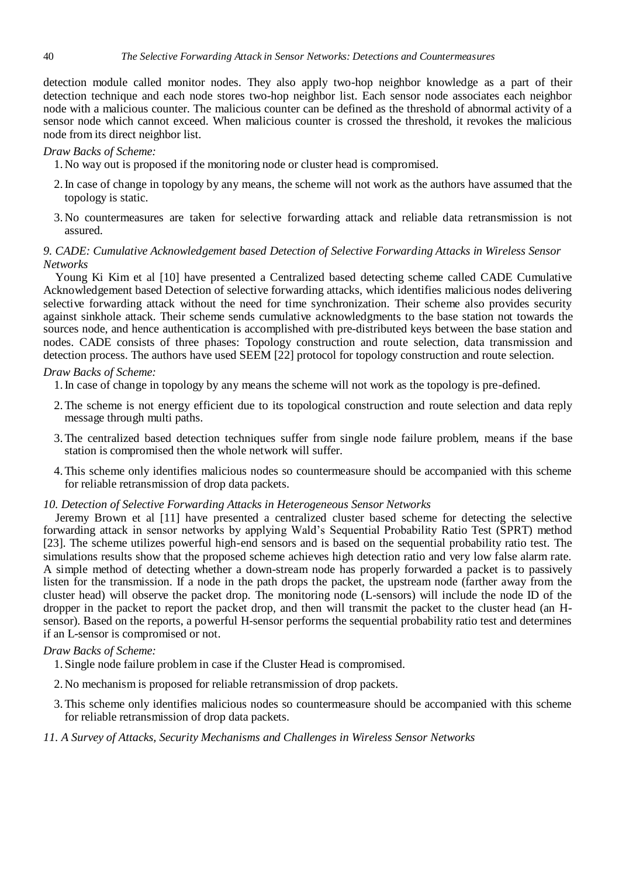detection module called monitor nodes. They also apply two-hop neighbor knowledge as a part of their detection technique and each node stores two-hop neighbor list. Each sensor node associates each neighbor node with a malicious counter. The malicious counter can be defined as the threshold of abnormal activity of a sensor node which cannot exceed. When malicious counter is crossed the threshold, it revokes the malicious node from its direct neighbor list.

*Draw Backs of Scheme:*

1. No way out is proposed if the monitoring node or cluster head is compromised.
2. In case of change in topology by any means, the scheme will not work as the authors have assumed that the topology is static.
3. No countermeasures are taken for selective forwarding attack and reliable data retransmission is not assured.

*9. CADE: Cumulative Acknowledgement based Detection of Selective Forwarding Attacks in Wireless Sensor Networks*

Young Ki Kim et al [10] have presented a Centralized based detecting scheme called CADE Cumulative Acknowledgement based Detection of selective forwarding attacks, which identifies malicious nodes delivering selective forwarding attack without the need for time synchronization. Their scheme also provides security against sinkhole attack. Their scheme sends cumulative acknowledgments to the base station not towards the sources node, and hence authentication is accomplished with pre-distributed keys between the base station and nodes. CADE consists of three phases: Topology construction and route selection, data transmission and detection process. The authors have used SEEM [22] protocol for topology construction and route selection.

*Draw Backs of Scheme:*

1. In case of change in topology by any means the scheme will not work as the topology is pre-defined.
2. The scheme is not energy efficient due to its topological construction and route selection and data reply message through multi paths.
3. The centralized based detection techniques suffer from single node failure problem, means if the base station is compromised then the whole network will suffer.
4. This scheme only identifies malicious nodes so countermeasure should be accompanied with this scheme for reliable retransmission of drop data packets.

*10. Detection of Selective Forwarding Attacks in Heterogeneous Sensor Networks*

Jeremy Brown et al [11] have presented a centralized cluster based scheme for detecting the selective forwarding attack in sensor networks by applying Wald's Sequential Probability Ratio Test (SPRT) method [23]. The scheme utilizes powerful high-end sensors and is based on the sequential probability ratio test. The simulations results show that the proposed scheme achieves high detection ratio and very low false alarm rate. A simple method of detecting whether a down-stream node has properly forwarded a packet is to passively listen for the transmission. If a node in the path drops the packet, the upstream node (farther away from the cluster head) will observe the packet drop. The monitoring node (L-sensors) will include the node ID of the dropper in the packet to report the packet drop, and then will transmit the packet to the cluster head (an H-sensor). Based on the reports, a powerful H-sensor performs the sequential probability ratio test and determines if an L-sensor is compromised or not.

*Draw Backs of Scheme:*

1. Single node failure problem in case if the Cluster Head is compromised.
2. No mechanism is proposed for reliable retransmission of drop packets.
3. This scheme only identifies malicious nodes so countermeasure should be accompanied with this scheme for reliable retransmission of drop data packets.

*11. A Survey of Attacks, Security Mechanisms and Challenges in Wireless Sensor Networks*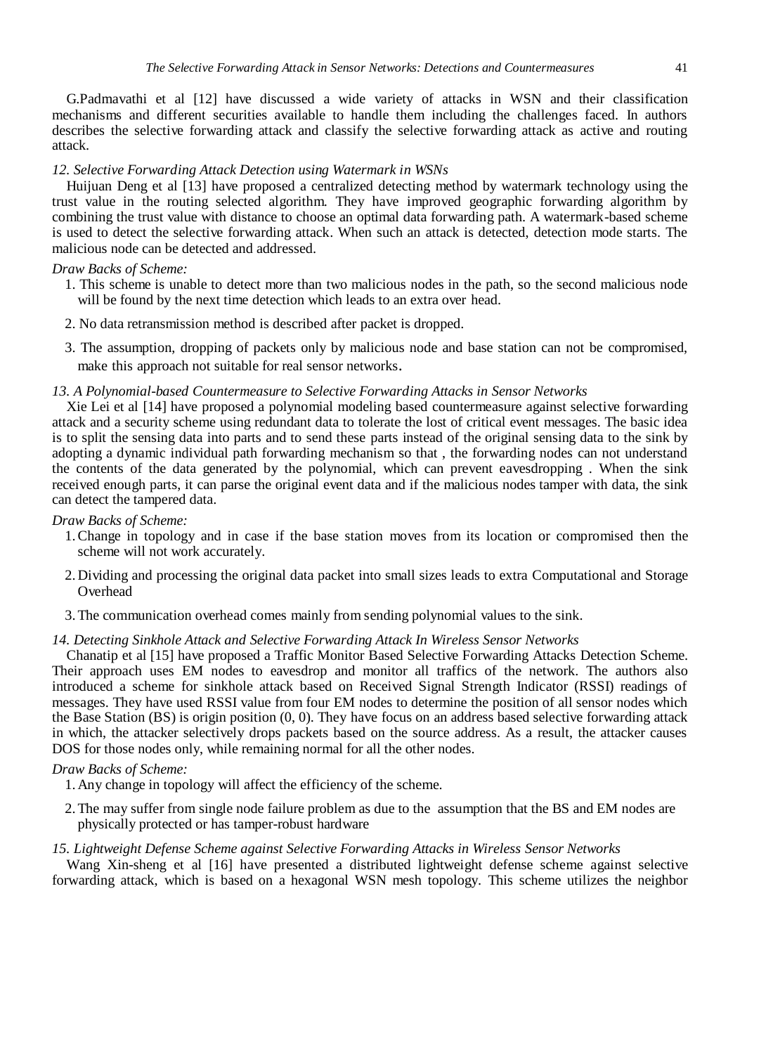G.Padmavathi et al [12] have discussed a wide variety of attacks in WSN and their classification mechanisms and different securities available to handle them including the challenges faced. In authors describes the selective forwarding attack and classify the selective forwarding attack as active and routing attack.

*12. Selective Forwarding Attack Detection using Watermark in WSNs*

Huijuan Deng et al [13] have proposed a centralized detecting method by watermark technology using the trust value in the routing selected algorithm. They have improved geographic forwarding algorithm by combining the trust value with distance to choose an optimal data forwarding path. A watermark-based scheme is used to detect the selective forwarding attack. When such an attack is detected, detection mode starts. The malicious node can be detected and addressed.

*Draw Backs of Scheme:*

1. This scheme is unable to detect more than two malicious nodes in the path, so the second malicious node will be found by the next time detection which leads to an extra over head.
2. No data retransmission method is described after packet is dropped.
3. The assumption, dropping of packets only by malicious node and base station can not be compromised, make this approach not suitable for real sensor networks.

*13. A Polynomial-based Countermeasure to Selective Forwarding Attacks in Sensor Networks*

Xie Lei et al [14] have proposed a polynomial modeling based countermeasure against selective forwarding attack and a security scheme using redundant data to tolerate the lost of critical event messages. The basic idea is to split the sensing data into parts and to send these parts instead of the original sensing data to the sink by adopting a dynamic individual path forwarding mechanism so that , the forwarding nodes can not understand the contents of the data generated by the polynomial, which can prevent eavesdropping . When the sink received enough parts, it can parse the original event data and if the malicious nodes tamper with data, the sink can detect the tampered data.

*Draw Backs of Scheme:*

1. Change in topology and in case if the base station moves from its location or compromised then the scheme will not work accurately.
2. Dividing and processing the original data packet into small sizes leads to extra Computational and Storage Overhead
3. The communication overhead comes mainly from sending polynomial values to the sink.

*14. Detecting Sinkhole Attack and Selective Forwarding Attack In Wireless Sensor Networks*

Chanatip et al [15] have proposed a Traffic Monitor Based Selective Forwarding Attacks Detection Scheme. Their approach uses EM nodes to eavesdrop and monitor all traffics of the network. The authors also introduced a scheme for sinkhole attack based on Received Signal Strength Indicator (RSSI) readings of messages. They have used RSSI value from four EM nodes to determine the position of all sensor nodes which the Base Station (BS) is origin position (0, 0). They have focus on an address based selective forwarding attack in which, the attacker selectively drops packets based on the source address. As a result, the attacker causes DOS for those nodes only, while remaining normal for all the other nodes.

*Draw Backs of Scheme:*

1. Any change in topology will affect the efficiency of the scheme.
2. The may suffer from single node failure problem as due to the assumption that the BS and EM nodes are physically protected or has tamper-robust hardware

*15. Lightweight Defense Scheme against Selective Forwarding Attacks in Wireless Sensor Networks*

Wang Xin-sheng et al [16] have presented a distributed lightweight defense scheme against selective forwarding attack, which is based on a hexagonal WSN mesh topology. This scheme utilizes the neighbor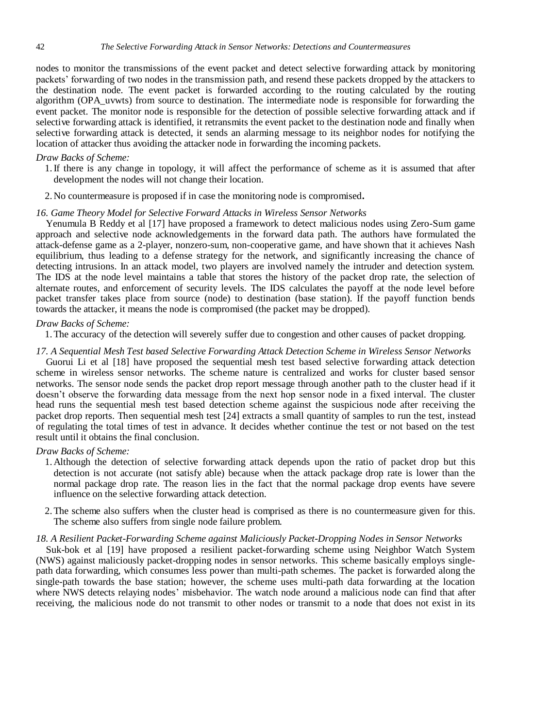nodes to monitor the transmissions of the event packet and detect selective forwarding attack by monitoring packets' forwarding of two nodes in the transmission path, and resend these packets dropped by the attackers to the destination node. The event packet is forwarded according to the routing calculated by the routing algorithm (OPA_uvwts) from source to destination. The intermediate node is responsible for forwarding the event packet. The monitor node is responsible for the detection of possible selective forwarding attack and if selective forwarding attack is identified, it retransmits the event packet to the destination node and finally when selective forwarding attack is detected, it sends an alarming message to its neighbor nodes for notifying the location of attacker thus avoiding the attacker node in forwarding the incoming packets.

*Draw Backs of Scheme:*

1. If there is any change in topology, it will affect the performance of scheme as it is assumed that after development the nodes will not change their location.
2. No countermeasure is proposed if in case the monitoring node is compromised**.**

*16. Game Theory Model for Selective Forward Attacks in Wireless Sensor Networks*

Yenumula B Reddy et al [17] have proposed a framework to detect malicious nodes using Zero-Sum game approach and selective node acknowledgements in the forward data path. The authors have formulated the attack-defense game as a 2-player, nonzero-sum, non-cooperative game, and have shown that it achieves Nash equilibrium, thus leading to a defense strategy for the network, and significantly increasing the chance of detecting intrusions. In an attack model, two players are involved namely the intruder and detection system. The IDS at the node level maintains a table that stores the history of the packet drop rate, the selection of alternate routes, and enforcement of security levels. The IDS calculates the payoff at the node level before packet transfer takes place from source (node) to destination (base station). If the payoff function bends towards the attacker, it means the node is compromised (the packet may be dropped).

*Draw Backs of Scheme:*

1. The accuracy of the detection will severely suffer due to congestion and other causes of packet dropping.

*17. A Sequential Mesh Test based Selective Forwarding Attack Detection Scheme in Wireless Sensor Networks*

Guorui Li et al [18] have proposed the sequential mesh test based selective forwarding attack detection scheme in wireless sensor networks. The scheme nature is centralized and works for cluster based sensor networks. The sensor node sends the packet drop report message through another path to the cluster head if it doesn't observe the forwarding data message from the next hop sensor node in a fixed interval. The cluster head runs the sequential mesh test based detection scheme against the suspicious node after receiving the packet drop reports. Then sequential mesh test [24] extracts a small quantity of samples to run the test, instead of regulating the total times of test in advance. It decides whether continue the test or not based on the test result until it obtains the final conclusion.

*Draw Backs of Scheme:*

1. Although the detection of selective forwarding attack depends upon the ratio of packet drop but this detection is not accurate (not satisfy able) because when the attack package drop rate is lower than the normal package drop rate. The reason lies in the fact that the normal package drop events have severe influence on the selective forwarding attack detection.
2. The scheme also suffers when the cluster head is comprised as there is no countermeasure given for this. The scheme also suffers from single node failure problem.

*18. A Resilient Packet-Forwarding Scheme against Maliciously Packet-Dropping Nodes in Sensor Networks*

Suk-bok et al [19] have proposed a resilient packet-forwarding scheme using Neighbor Watch System (NWS) against maliciously packet-dropping nodes in sensor networks. This scheme basically employs single-path data forwarding, which consumes less power than multi-path schemes. The packet is forwarded along the single-path towards the base station; however, the scheme uses multi-path data forwarding at the location where NWS detects relaying nodes' misbehavior. The watch node around a malicious node can find that after receiving, the malicious node do not transmit to other nodes or transmit to a node that does not exist in its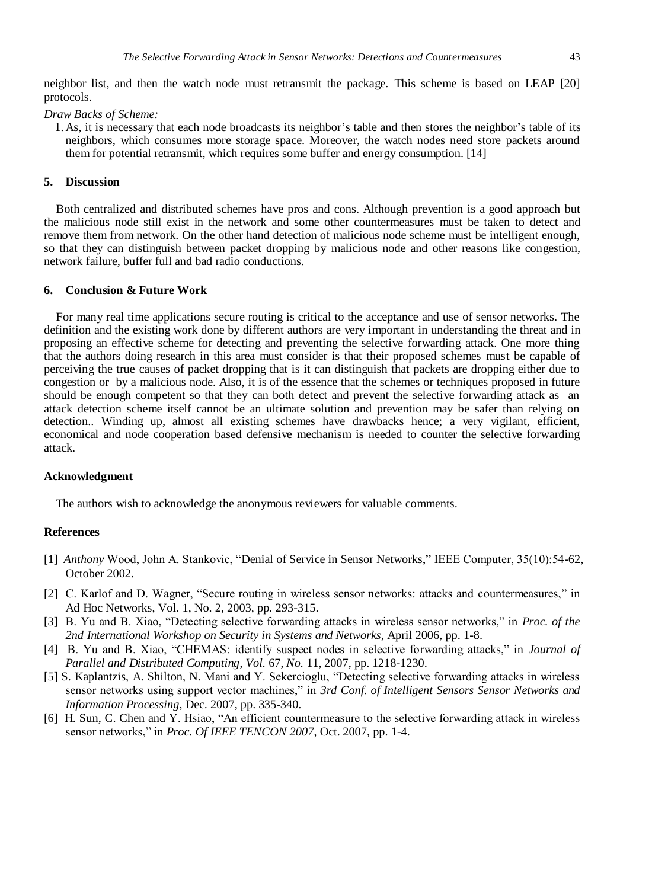neighbor list, and then the watch node must retransmit the package. This scheme is based on LEAP [20] protocols.

*Draw Backs of Scheme:*

1. As, it is necessary that each node broadcasts its neighbor's table and then stores the neighbor's table of its neighbors, which consumes more storage space. Moreover, the watch nodes need store packets around them for potential retransmit, which requires some buffer and energy consumption. [14]

## 5. Discussion

Both centralized and distributed schemes have pros and cons. Although prevention is a good approach but the malicious node still exist in the network and some other countermeasures must be taken to detect and remove them from network. On the other hand detection of malicious node scheme must be intelligent enough, so that they can distinguish between packet dropping by malicious node and other reasons like congestion, network failure, buffer full and bad radio conductions.

## 6. Conclusion & Future Work

For many real time applications secure routing is critical to the acceptance and use of sensor networks. The definition and the existing work done by different authors are very important in understanding the threat and in proposing an effective scheme for detecting and preventing the selective forwarding attack. One more thing that the authors doing research in this area must consider is that their proposed schemes must be capable of perceiving the true causes of packet dropping that is it can distinguish that packets are dropping either due to congestion or by a malicious node. Also, it is of the essence that the schemes or techniques proposed in future should be enough competent so that they can both detect and prevent the selective forwarding attack as an attack detection scheme itself cannot be an ultimate solution and prevention may be safer than relying on detection.. Winding up, almost all existing schemes have drawbacks hence; a very vigilant, efficient, economical and node cooperation based defensive mechanism is needed to counter the selective forwarding attack.

## Acknowledgment

The authors wish to acknowledge the anonymous reviewers for valuable comments.

## References

[1] *Anthony* Wood, John A. Stankovic, "Denial of Service in Sensor Networks," IEEE Computer, 35(10):54-62, October 2002.

[2] C. Karlof and D. Wagner, "Secure routing in wireless sensor networks: attacks and countermeasures," in Ad Hoc Networks, Vol. 1, No. 2, 2003, pp. 293-315.

[3] B. Yu and B. Xiao, "Detecting selective forwarding attacks in wireless sensor networks," in *Proc. of the 2nd International Workshop on Security in Systems and Networks*, April 2006, pp. 1-8.

[4] B. Yu and B. Xiao, "CHEMAS: identify suspect nodes in selective forwarding attacks," in *Journal of Parallel and Distributed Computing, Vol.* 67*, No.* 11, 2007, pp. 1218-1230.

[5] S. Kaplantzis, A. Shilton, N. Mani and Y. Sekercioglu, "Detecting selective forwarding attacks in wireless sensor networks using support vector machines," in *3rd Conf. of Intelligent Sensors Sensor Networks and Information Processing*, Dec. 2007, pp. 335-340.

[6] H. Sun, C. Chen and Y. Hsiao, "An efficient countermeasure to the selective forwarding attack in wireless sensor networks," in *Proc. Of IEEE TENCON 2007*, Oct. 2007, pp. 1-4.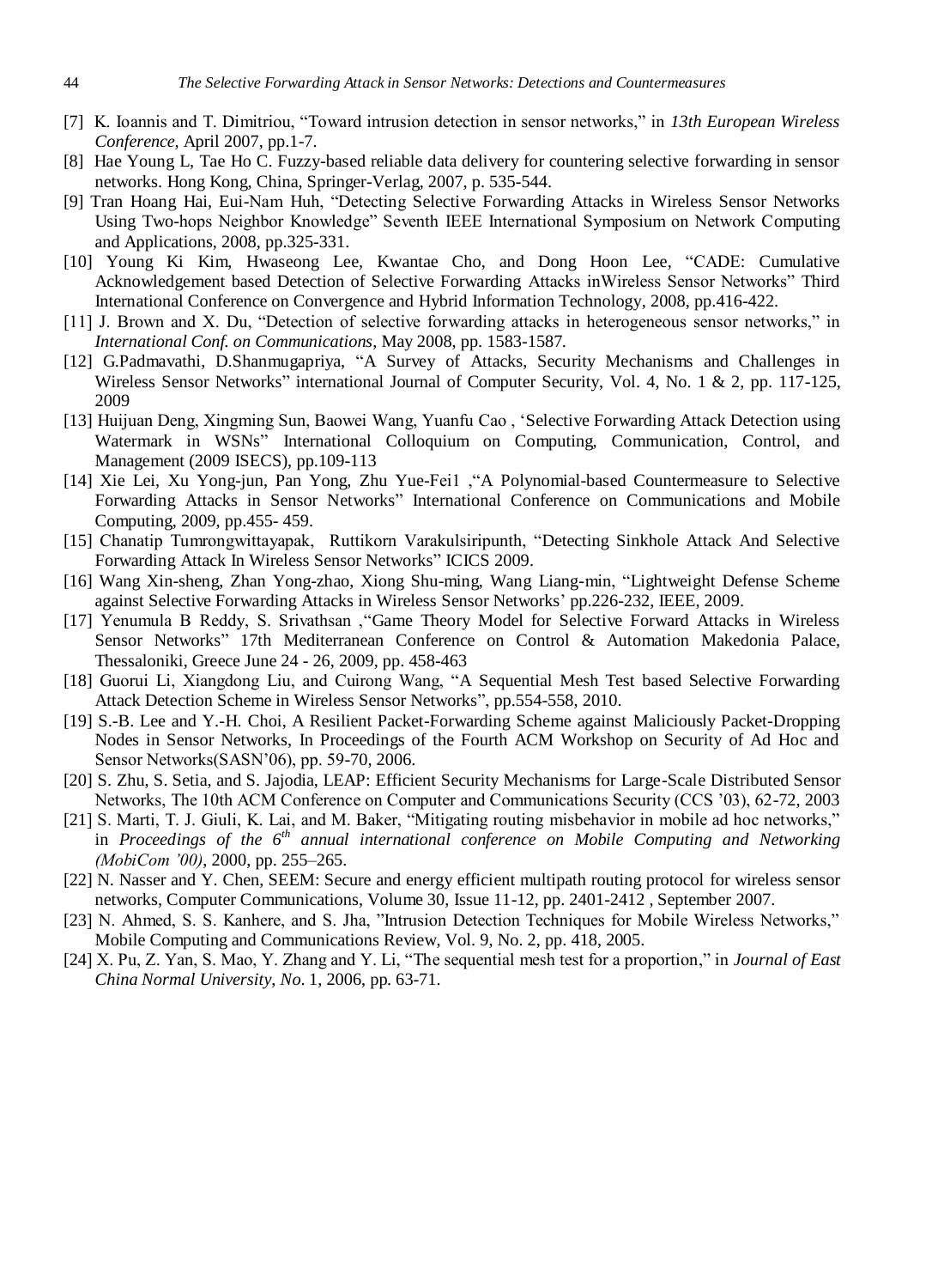[7] K. Ioannis and T. Dimitriou, "Toward intrusion detection in sensor networks," in *13th European Wireless Conference*, April 2007, pp.1-7.

[8] Hae Young L, Tae Ho C. Fuzzy-based reliable data delivery for countering selective forwarding in sensor networks. Hong Kong, China, Springer-Verlag, 2007, p. 535-544.

[9] Tran Hoang Hai, Eui-Nam Huh, "Detecting Selective Forwarding Attacks in Wireless Sensor Networks Using Two-hops Neighbor Knowledge" Seventh IEEE International Symposium on Network Computing and Applications, 2008, pp.325-331.

[10] Young Ki Kim, Hwaseong Lee, Kwantae Cho, and Dong Hoon Lee, "CADE: Cumulative Acknowledgement based Detection of Selective Forwarding Attacks inWireless Sensor Networks" Third International Conference on Convergence and Hybrid Information Technology, 2008, pp.416-422.

[11] J. Brown and X. Du, "Detection of selective forwarding attacks in heterogeneous sensor networks," in *International Conf. on Communications*, May 2008, pp. 1583-1587.

[12] G.Padmavathi, D.Shanmugapriya, "A Survey of Attacks, Security Mechanisms and Challenges in Wireless Sensor Networks" international Journal of Computer Security, Vol. 4, No. 1 & 2, pp. 117-125, 2009

[13] Huijuan Deng, Xingming Sun, Baowei Wang, Yuanfu Cao , 'Selective Forwarding Attack Detection using Watermark in WSNs" International Colloquium on Computing, Communication, Control, and Management (2009 ISECS), pp.109-113

[14] Xie Lei, Xu Yong-jun, Pan Yong, Zhu Yue-Fei1 ,"A Polynomial-based Countermeasure to Selective Forwarding Attacks in Sensor Networks" International Conference on Communications and Mobile Computing, 2009, pp.455- 459.

[15] Chanatip Tumrongwittayapak, Ruttikorn Varakulsiripunth, "Detecting Sinkhole Attack And Selective Forwarding Attack In Wireless Sensor Networks" ICICS 2009.

[16] Wang Xin-sheng, Zhan Yong-zhao, Xiong Shu-ming, Wang Liang-min, "Lightweight Defense Scheme against Selective Forwarding Attacks in Wireless Sensor Networks' pp.226-232, IEEE, 2009.

[17] Yenumula B Reddy, S. Srivathsan ,"Game Theory Model for Selective Forward Attacks in Wireless Sensor Networks" 17th Mediterranean Conference on Control & Automation Makedonia Palace, Thessaloniki, Greece June 24 - 26, 2009, pp. 458-463

[18] Guorui Li, Xiangdong Liu, and Cuirong Wang, "A Sequential Mesh Test based Selective Forwarding Attack Detection Scheme in Wireless Sensor Networks", pp.554-558, 2010.

[19] S.-B. Lee and Y.-H. Choi, A Resilient Packet-Forwarding Scheme against Maliciously Packet-Dropping Nodes in Sensor Networks, In Proceedings of the Fourth ACM Workshop on Security of Ad Hoc and Sensor Networks(SASN'06), pp. 59-70, 2006.

[20] S. Zhu, S. Setia, and S. Jajodia, LEAP: Efficient Security Mechanisms for Large-Scale Distributed Sensor Networks, The 10th ACM Conference on Computer and Communications Security (CCS '03), 62-72, 2003

[21] S. Marti, T. J. Giuli, K. Lai, and M. Baker, "Mitigating routing misbehavior in mobile ad hoc networks," in *Proceedings of the 6th annual international conference on Mobile Computing and Networking (MobiCom '00)*, 2000, pp. 255–265.

[22] N. Nasser and Y. Chen, SEEM: Secure and energy efficient multipath routing protocol for wireless sensor networks, Computer Communications, Volume 30, Issue 11-12, pp. 2401-2412 , September 2007.

[23] N. Ahmed, S. S. Kanhere, and S. Jha, "Intrusion Detection Techniques for Mobile Wireless Networks," Mobile Computing and Communications Review, Vol. 9, No. 2, pp. 418, 2005.

[24] X. Pu, Z. Yan, S. Mao, Y. Zhang and Y. Li, "The sequential mesh test for a proportion," in *Journal of East China Normal University*, *No.* 1, 2006, pp. 63-71.